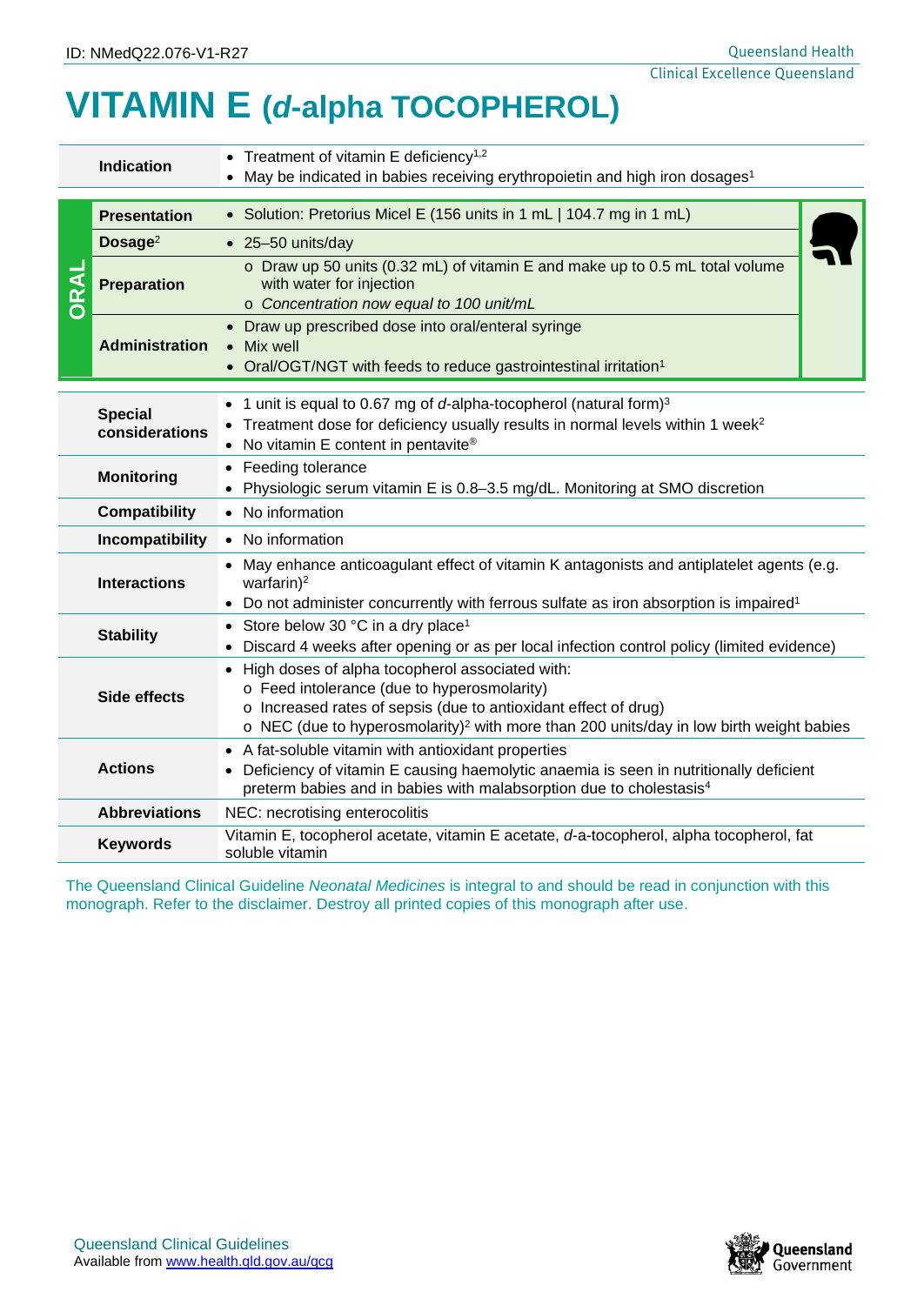ID: NMedQ22.076-V1-R27

# VITAMIN E (*d*-alpha TOCOPHEROL)

| | |
|---|---|
| **Indication** | • Treatment of vitamin E deficiency[1,2]<br>• May be indicated in babies receiving erythropoietin and high iron dosages[1] |

**ORAL**

| | |
|---|---|
| **Presentation** | • Solution: Pretorius Micel E (156 units in 1 mL \| 104.7 mg in 1 mL) |
| **Dosage**[2] | • 25–50 units/day |
| **Preparation** | o Draw up 50 units (0.32 mL) of vitamin E and make up to 0.5 mL total volume with water for injection<br>o *Concentration now equal to 100 unit/mL* |
| **Administration** | • Draw up prescribed dose into oral/enteral syringe<br>• Mix well<br>• Oral/OGT/NGT with feeds to reduce gastrointestinal irritation[1] |

| | |
|---|---|
| **Special considerations** | • 1 unit is equal to 0.67 mg of *d*-alpha-tocopherol (natural form)[3]<br>• Treatment dose for deficiency usually results in normal levels within 1 week[2]<br>• No vitamin E content in pentavite® |
| **Monitoring** | • Feeding tolerance<br>• Physiologic serum vitamin E is 0.8–3.5 mg/dL. Monitoring at SMO discretion |
| **Compatibility** | • No information |
| **Incompatibility** | • No information |
| **Interactions** | • May enhance anticoagulant effect of vitamin K antagonists and antiplatelet agents (e.g. warfarin)[2]<br>• Do not administer concurrently with ferrous sulfate as iron absorption is impaired[1] |
| **Stability** | • Store below 30 °C in a dry place[1]<br>• Discard 4 weeks after opening or as per local infection control policy (limited evidence) |
| **Side effects** | • High doses of alpha tocopherol associated with:<br>o Feed intolerance (due to hyperosmolarity)<br>o Increased rates of sepsis (due to antioxidant effect of drug)<br>o NEC (due to hyperosmolarity)[2] with more than 200 units/day in low birth weight babies |
| **Actions** | • A fat-soluble vitamin with antioxidant properties<br>• Deficiency of vitamin E causing haemolytic anaemia is seen in nutritionally deficient preterm babies and in babies with malabsorption due to cholestasis[4] |
| **Abbreviations** | NEC: necrotising enterocolitis |
| **Keywords** | Vitamin E, tocopherol acetate, vitamin E acetate, *d*-a-tocopherol, alpha tocopherol, fat soluble vitamin |

The Queensland Clinical Guideline *Neonatal Medicines* is integral to and should be read in conjunction with this monograph. Refer to the disclaimer. Destroy all printed copies of this monograph after use.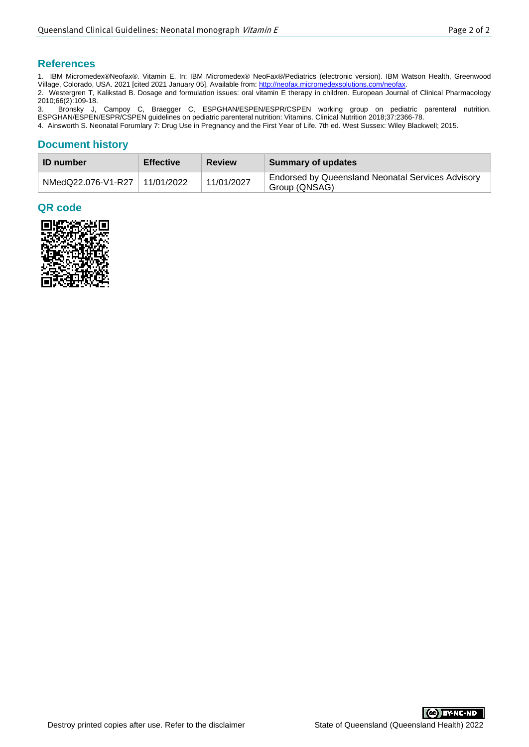## References

1. IBM Micromedex®Neofax®. Vitamin E. In: IBM Micromedex® NeoFax®/Pediatrics (electronic version). IBM Watson Health, Greenwood Village, Colorado, USA. 2021 [cited 2021 January 05]. Available from: http://neofax.micromedexsolutions.com/neofax.
2. Westergren T, Kalikstad B. Dosage and formulation issues: oral vitamin E therapy in children. European Journal of Clinical Pharmacology 2010;66(2):109-18.
3. Bronsky J, Campoy C, Braegger C, ESPGHAN/ESPEN/ESPR/CSPEN working group on pediatric parenteral nutrition. ESPGHAN/ESPEN/ESPR/CSPEN guidelines on pediatric parenteral nutrition: Vitamins. Clinical Nutrition 2018;37:2366-78.
4. Ainsworth S. Neonatal Forumlary 7: Drug Use in Pregnancy and the First Year of Life. 7th ed. West Sussex: Wiley Blackwell; 2015.

## Document history

| ID number | Effective | Review | Summary of updates |
|---|---|---|---|
| NMedQ22.076-V1-R27 | 11/01/2022 | 11/01/2027 | Endorsed by Queensland Neonatal Services Advisory Group (QNSAG) |

## QR code

Destroy printed copies after use. Refer to the disclaimer

State of Queensland (Queensland Health) 2022